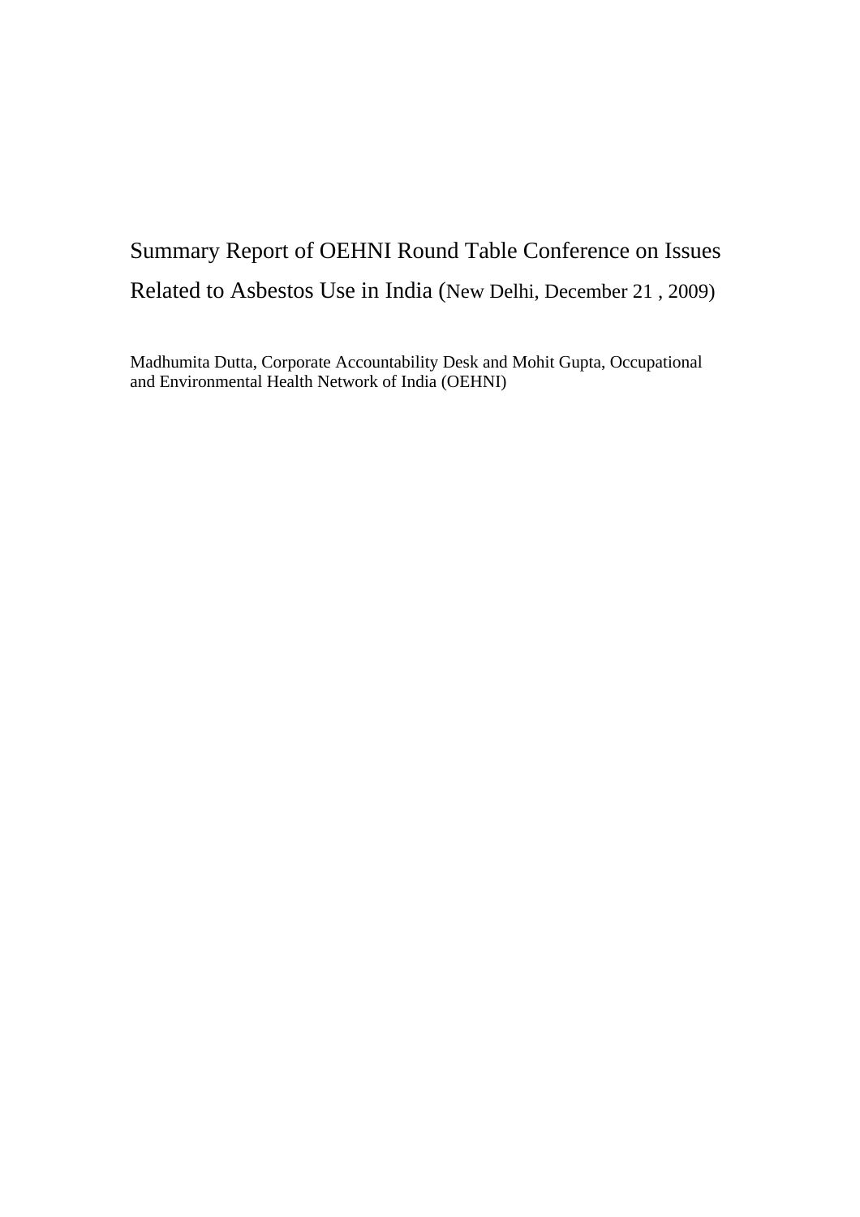# Summary Report of OEHNI Round Table Conference on Issues Related to Asbestos Use in India (New Delhi, December 21 , 2009)

Madhumita Dutta, Corporate Accountability Desk and Mohit Gupta, Occupational and Environmental Health Network of India (OEHNI)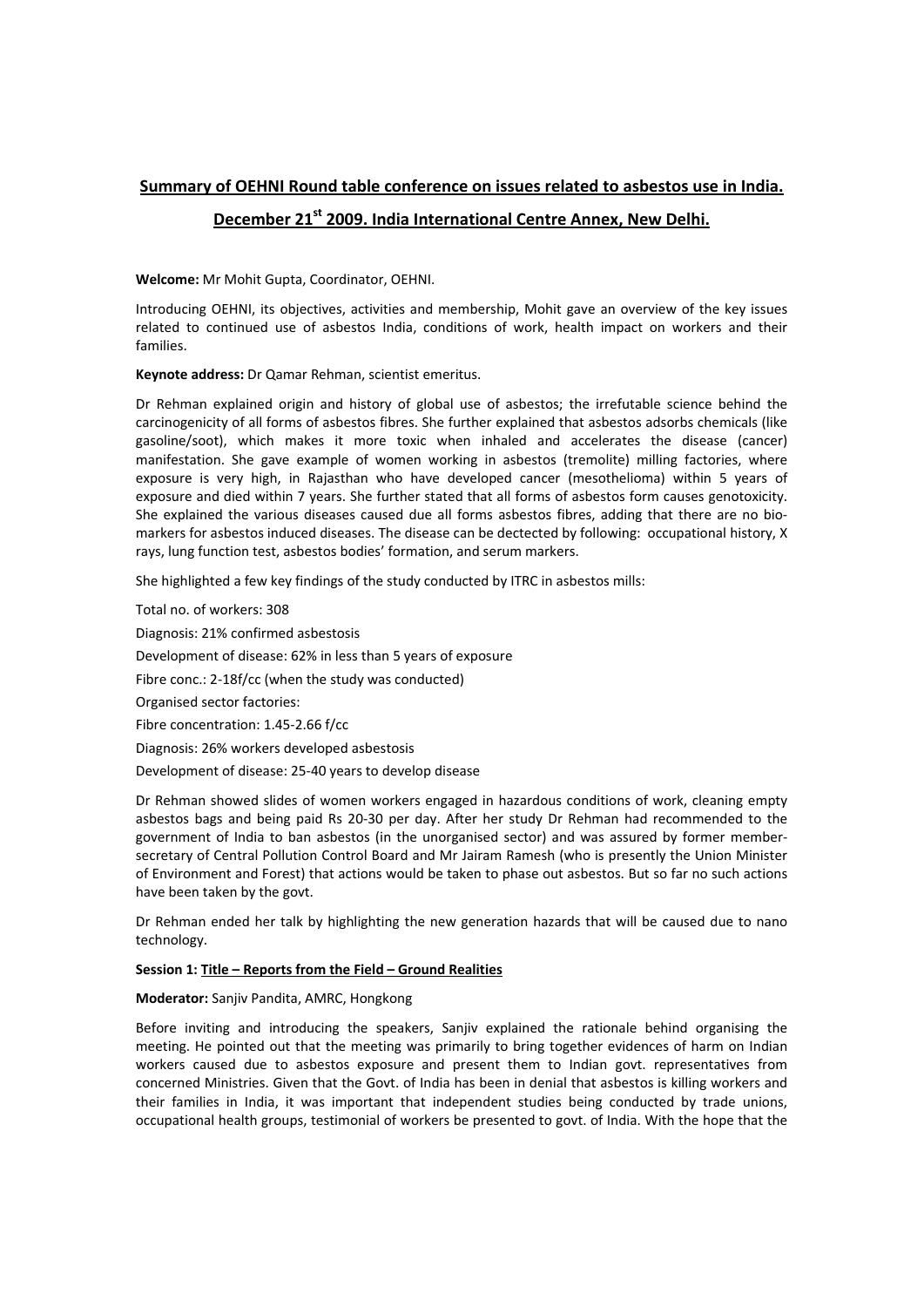## Summary of OEHNI Round table conference on issues related to asbestos use in India.

## December 21st 2009. India International Centre Annex, New Delhi.

**Welcome:** Mr Mohit Gupta, Coordinator, OEHNI.

Introducing OEHNI, its objectives, activities and membership, Mohit gave an overview of the key issues related to continued use of asbestos India, conditions of work, health impact on workers and their families.

**Keynote address:** Dr Qamar Rehman, scientist emeritus.

Dr Rehman explained origin and history of global use of asbestos; the irrefutable science behind the carcinogenicity of all forms of asbestos fibres. She further explained that asbestos adsorbs chemicals (like gasoline/soot), which makes it more toxic when inhaled and accelerates the disease (cancer) manifestation. She gave example of women working in asbestos (tremolite) milling factories, where exposure is very high, in Rajasthan who have developed cancer (mesothelioma) within 5 years of exposure and died within 7 years. She further stated that all forms of asbestos form causes genotoxicity. She explained the various diseases caused due all forms asbestos fibres, adding that there are no bio-markers for asbestos induced diseases. The disease can be dectected by following: occupational history, X rays, lung function test, asbestos bodies' formation, and serum markers.

She highlighted a few key findings of the study conducted by ITRC in asbestos mills:

Total no. of workers: 308

Diagnosis: 21% confirmed asbestosis

Development of disease: 62% in less than 5 years of exposure

Fibre conc.: 2-18f/cc (when the study was conducted)

Organised sector factories:

Fibre concentration: 1.45-2.66 f/cc

Diagnosis: 26% workers developed asbestosis

Development of disease: 25-40 years to develop disease

Dr Rehman showed slides of women workers engaged in hazardous conditions of work, cleaning empty asbestos bags and being paid Rs 20-30 per day. After her study Dr Rehman had recommended to the government of India to ban asbestos (in the unorganised sector) and was assured by former member-secretary of Central Pollution Control Board and Mr Jairam Ramesh (who is presently the Union Minister of Environment and Forest) that actions would be taken to phase out asbestos. But so far no such actions have been taken by the govt.

Dr Rehman ended her talk by highlighting the new generation hazards that will be caused due to nano technology.

**Session 1: Title – Reports from the Field – Ground Realities**

**Moderator:** Sanjiv Pandita, AMRC, Hongkong

Before inviting and introducing the speakers, Sanjiv explained the rationale behind organising the meeting. He pointed out that the meeting was primarily to bring together evidences of harm on Indian workers caused due to asbestos exposure and present them to Indian govt. representatives from concerned Ministries. Given that the Govt. of India has been in denial that asbestos is killing workers and their families in India, it was important that independent studies being conducted by trade unions, occupational health groups, testimonial of workers be presented to govt. of India. With the hope that the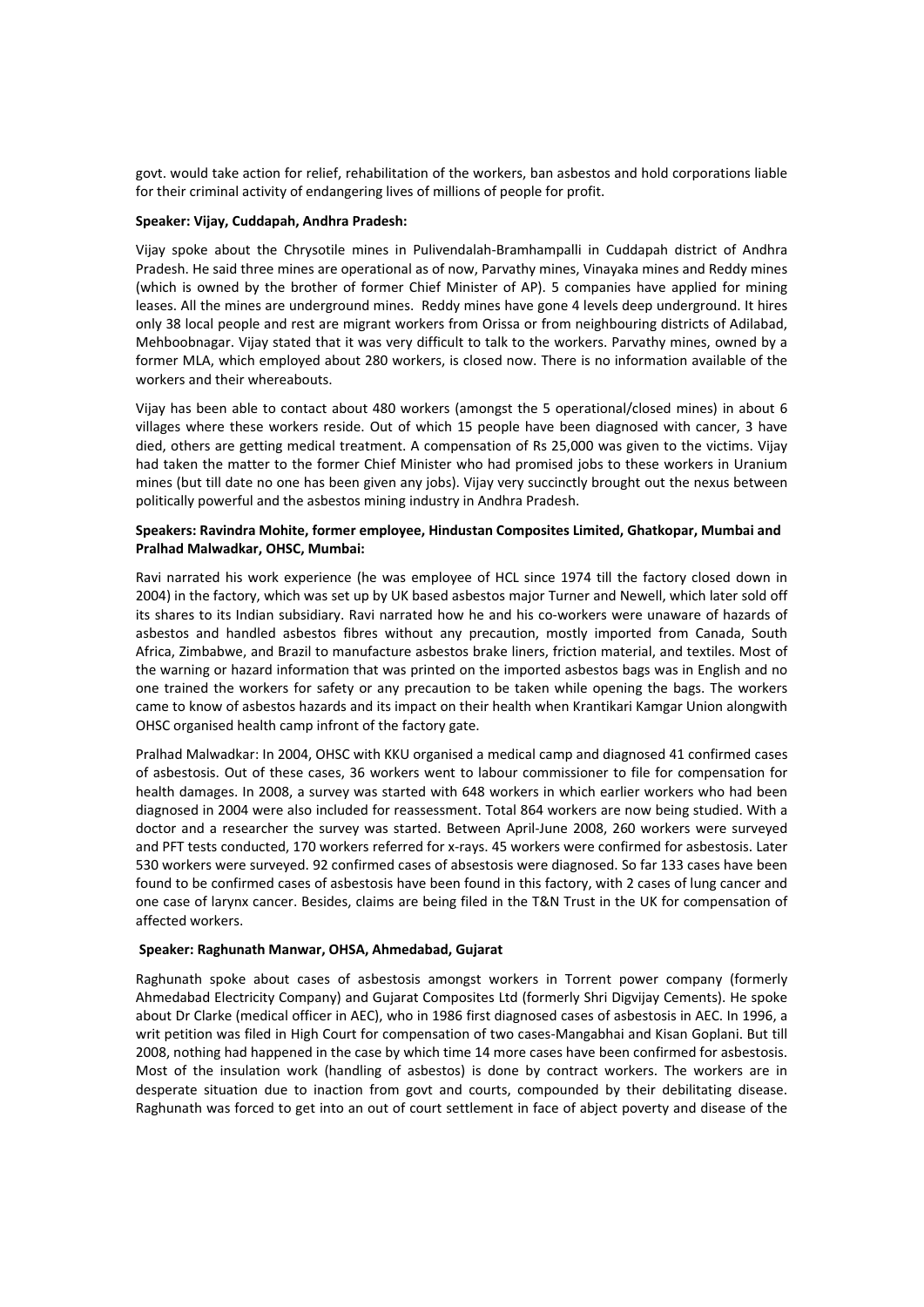govt. would take action for relief, rehabilitation of the workers, ban asbestos and hold corporations liable for their criminal activity of endangering lives of millions of people for profit.

**Speaker: Vijay, Cuddapah, Andhra Pradesh:**

Vijay spoke about the Chrysotile mines in Pulivendalah-Bramhampalli in Cuddapah district of Andhra Pradesh. He said three mines are operational as of now, Parvathy mines, Vinayaka mines and Reddy mines (which is owned by the brother of former Chief Minister of AP). 5 companies have applied for mining leases. All the mines are underground mines. Reddy mines have gone 4 levels deep underground. It hires only 38 local people and rest are migrant workers from Orissa or from neighbouring districts of Adilabad, Mehboobnagar. Vijay stated that it was very difficult to talk to the workers. Parvathy mines, owned by a former MLA, which employed about 280 workers, is closed now. There is no information available of the workers and their whereabouts.

Vijay has been able to contact about 480 workers (amongst the 5 operational/closed mines) in about 6 villages where these workers reside. Out of which 15 people have been diagnosed with cancer, 3 have died, others are getting medical treatment. A compensation of Rs 25,000 was given to the victims. Vijay had taken the matter to the former Chief Minister who had promised jobs to these workers in Uranium mines (but till date no one has been given any jobs). Vijay very succinctly brought out the nexus between politically powerful and the asbestos mining industry in Andhra Pradesh.

**Speakers: Ravindra Mohite, former employee, Hindustan Composites Limited, Ghatkopar, Mumbai and Pralhad Malwadkar, OHSC, Mumbai:**

Ravi narrated his work experience (he was employee of HCL since 1974 till the factory closed down in 2004) in the factory, which was set up by UK based asbestos major Turner and Newell, which later sold off its shares to its Indian subsidiary. Ravi narrated how he and his co-workers were unaware of hazards of asbestos and handled asbestos fibres without any precaution, mostly imported from Canada, South Africa, Zimbabwe, and Brazil to manufacture asbestos brake liners, friction material, and textiles. Most of the warning or hazard information that was printed on the imported asbestos bags was in English and no one trained the workers for safety or any precaution to be taken while opening the bags. The workers came to know of asbestos hazards and its impact on their health when Krantikari Kamgar Union alongwith OHSC organised health camp infront of the factory gate.

Pralhad Malwadkar: In 2004, OHSC with KKU organised a medical camp and diagnosed 41 confirmed cases of asbestosis. Out of these cases, 36 workers went to labour commissioner to file for compensation for health damages. In 2008, a survey was started with 648 workers in which earlier workers who had been diagnosed in 2004 were also included for reassessment. Total 864 workers are now being studied. With a doctor and a researcher the survey was started. Between April-June 2008, 260 workers were surveyed and PFT tests conducted, 170 workers referred for x-rays. 45 workers were confirmed for asbestosis. Later 530 workers were surveyed. 92 confirmed cases of absestosis were diagnosed. So far 133 cases have been found to be confirmed cases of asbestosis have been found in this factory, with 2 cases of lung cancer and one case of larynx cancer. Besides, claims are being filed in the T&N Trust in the UK for compensation of affected workers.

**Speaker: Raghunath Manwar, OHSA, Ahmedabad, Gujarat**

Raghunath spoke about cases of asbestosis amongst workers in Torrent power company (formerly Ahmedabad Electricity Company) and Gujarat Composites Ltd (formerly Shri Digvijay Cements). He spoke about Dr Clarke (medical officer in AEC), who in 1986 first diagnosed cases of asbestosis in AEC. In 1996, a writ petition was filed in High Court for compensation of two cases-Mangabhai and Kisan Goplani. But till 2008, nothing had happened in the case by which time 14 more cases have been confirmed for asbestosis. Most of the insulation work (handling of asbestos) is done by contract workers. The workers are in desperate situation due to inaction from govt and courts, compounded by their debilitating disease. Raghunath was forced to get into an out of court settlement in face of abject poverty and disease of the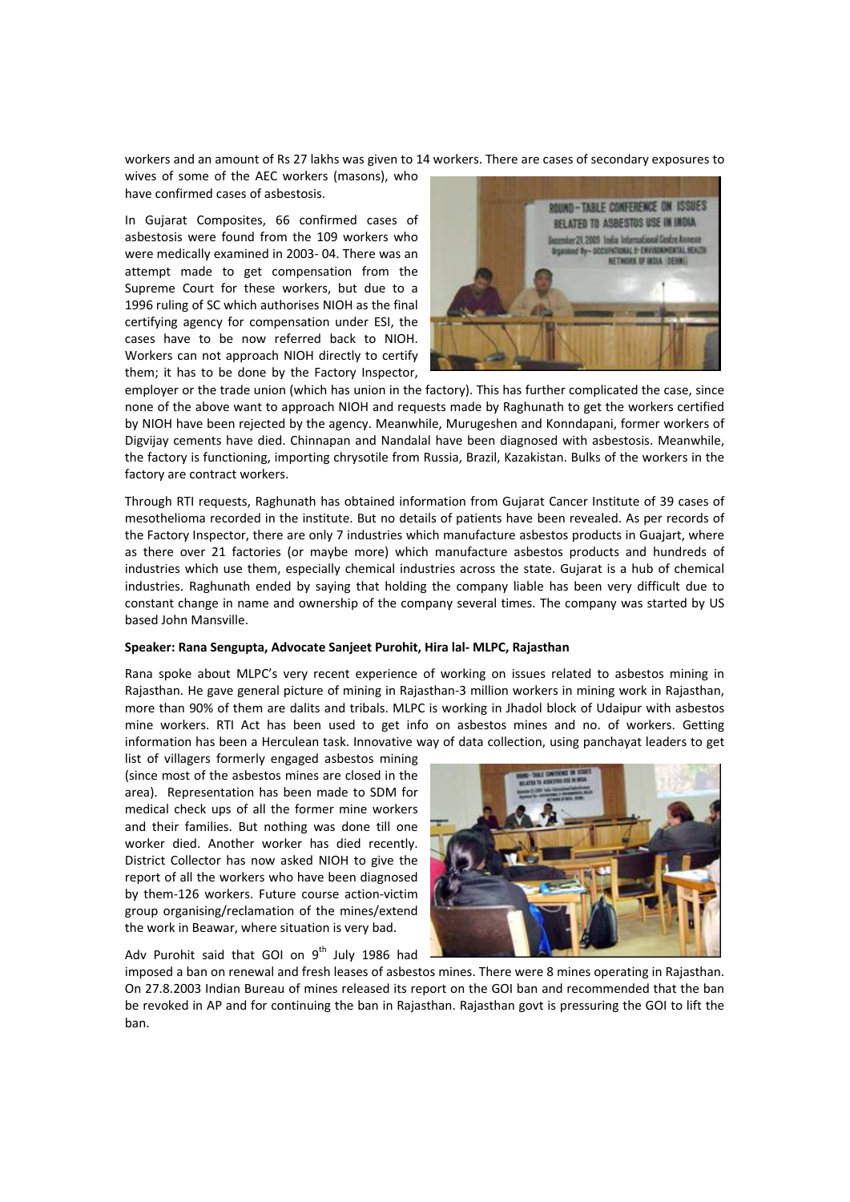workers and an amount of Rs 27 lakhs was given to 14 workers. There are cases of secondary exposures to wives of some of the AEC workers (masons), who have confirmed cases of asbestosis.

In Gujarat Composites, 66 confirmed cases of asbestosis were found from the 109 workers who were medically examined in 2003- 04. There was an attempt made to get compensation from the Supreme Court for these workers, but due to a 1996 ruling of SC which authorises NIOH as the final certifying agency for compensation under ESI, the cases have to be now referred back to NIOH. Workers can not approach NIOH directly to certify them; it has to be done by the Factory Inspector, employer or the trade union (which has union in the factory). This has further complicated the case, since none of the above want to approach NIOH and requests made by Raghunath to get the workers certified by NIOH have been rejected by the agency. Meanwhile, Murugeshen and Konndapani, former workers of Digvijay cements have died. Chinnapan and Nandalal have been diagnosed with asbestosis. Meanwhile, the factory is functioning, importing chrysotile from Russia, Brazil, Kazakistan. Bulks of the workers in the factory are contract workers.

Through RTI requests, Raghunath has obtained information from Gujarat Cancer Institute of 39 cases of mesothelioma recorded in the institute. But no details of patients have been revealed. As per records of the Factory Inspector, there are only 7 industries which manufacture asbestos products in Guajart, where as there over 21 factories (or maybe more) which manufacture asbestos products and hundreds of industries which use them, especially chemical industries across the state. Gujarat is a hub of chemical industries. Raghunath ended by saying that holding the company liable has been very difficult due to constant change in name and ownership of the company several times. The company was started by US based John Mansville.

**Speaker: Rana Sengupta, Advocate Sanjeet Purohit, Hira lal- MLPC, Rajasthan**

Rana spoke about MLPC's very recent experience of working on issues related to asbestos mining in Rajasthan. He gave general picture of mining in Rajasthan-3 million workers in mining work in Rajasthan, more than 90% of them are dalits and tribals. MLPC is working in Jhadol block of Udaipur with asbestos mine workers. RTI Act has been used to get info on asbestos mines and no. of workers. Getting information has been a Herculean task. Innovative way of data collection, using panchayat leaders to get list of villagers formerly engaged asbestos mining (since most of the asbestos mines are closed in the area). Representation has been made to SDM for medical check ups of all the former mine workers and their families. But nothing was done till one worker died. Another worker has died recently. District Collector has now asked NIOH to give the report of all the workers who have been diagnosed by them-126 workers. Future course action-victim group organising/reclamation of the mines/extend the work in Beawar, where situation is very bad.

Adv Purohit said that GOI on 9th July 1986 had imposed a ban on renewal and fresh leases of asbestos mines. There were 8 mines operating in Rajasthan. On 27.8.2003 Indian Bureau of mines released its report on the GOI ban and recommended that the ban be revoked in AP and for continuing the ban in Rajasthan. Rajasthan govt is pressuring the GOI to lift the ban.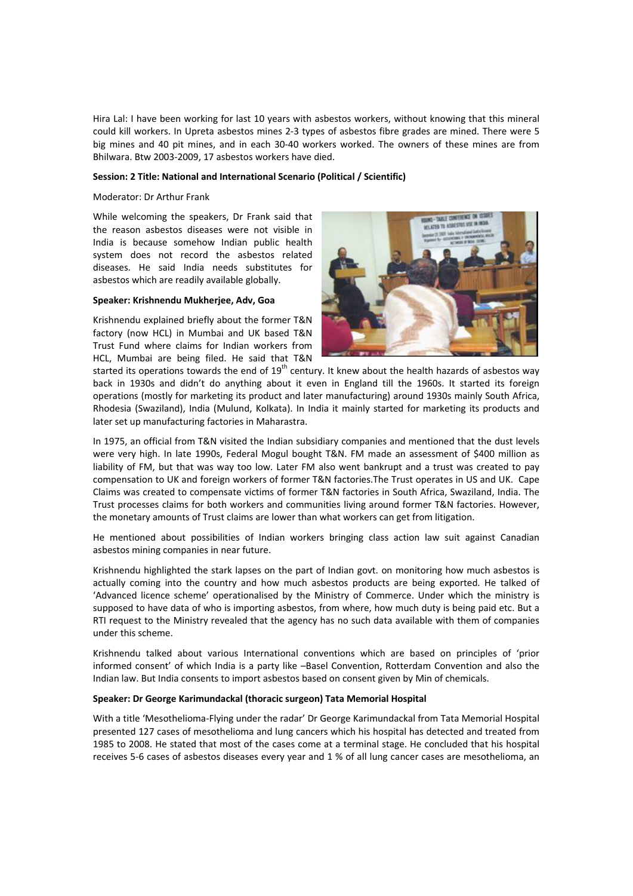Hira Lal: I have been working for last 10 years with asbestos workers, without knowing that this mineral could kill workers. In Upreta asbestos mines 2-3 types of asbestos fibre grades are mined. There were 5 big mines and 40 pit mines, and in each 30-40 workers worked. The owners of these mines are from Bhilwara. Btw 2003-2009, 17 asbestos workers have died.

**Session: 2 Title: National and International Scenario (Political / Scientific)**

Moderator: Dr Arthur Frank

While welcoming the speakers, Dr Frank said that the reason asbestos diseases were not visible in India is because somehow Indian public health system does not record the asbestos related diseases. He said India needs substitutes for asbestos which are readily available globally.

**Speaker: Krishnendu Mukherjee, Adv, Goa**

Krishnendu explained briefly about the former T&N factory (now HCL) in Mumbai and UK based T&N Trust Fund where claims for Indian workers from HCL, Mumbai are being filed. He said that T&N started its operations towards the end of 19th century. It knew about the health hazards of asbestos way back in 1930s and didn't do anything about it even in England till the 1960s. It started its foreign operations (mostly for marketing its product and later manufacturing) around 1930s mainly South Africa, Rhodesia (Swaziland), India (Mulund, Kolkata). In India it mainly started for marketing its products and later set up manufacturing factories in Maharastra.

In 1975, an official from T&N visited the Indian subsidiary companies and mentioned that the dust levels were very high. In late 1990s, Federal Mogul bought T&N. FM made an assessment of $400 million as liability of FM, but that was way too low. Later FM also went bankrupt and a trust was created to pay compensation to UK and foreign workers of former T&N factories.The Trust operates in US and UK. Cape Claims was created to compensate victims of former T&N factories in South Africa, Swaziland, India. The Trust processes claims for both workers and communities living around former T&N factories. However, the monetary amounts of Trust claims are lower than what workers can get from litigation.

He mentioned about possibilities of Indian workers bringing class action law suit against Canadian asbestos mining companies in near future.

Krishnendu highlighted the stark lapses on the part of Indian govt. on monitoring how much asbestos is actually coming into the country and how much asbestos products are being exported. He talked of 'Advanced licence scheme' operationalised by the Ministry of Commerce. Under which the ministry is supposed to have data of who is importing asbestos, from where, how much duty is being paid etc. But a RTI request to the Ministry revealed that the agency has no such data available with them of companies under this scheme.

Krishnendu talked about various International conventions which are based on principles of 'prior informed consent' of which India is a party like –Basel Convention, Rotterdam Convention and also the Indian law. But India consents to import asbestos based on consent given by Min of chemicals.

**Speaker: Dr George Karimundackal (thoracic surgeon) Tata Memorial Hospital**

With a title 'Mesothelioma-Flying under the radar' Dr George Karimundackal from Tata Memorial Hospital presented 127 cases of mesothelioma and lung cancers which his hospital has detected and treated from 1985 to 2008. He stated that most of the cases come at a terminal stage. He concluded that his hospital receives 5-6 cases of asbestos diseases every year and 1 % of all lung cancer cases are mesothelioma, an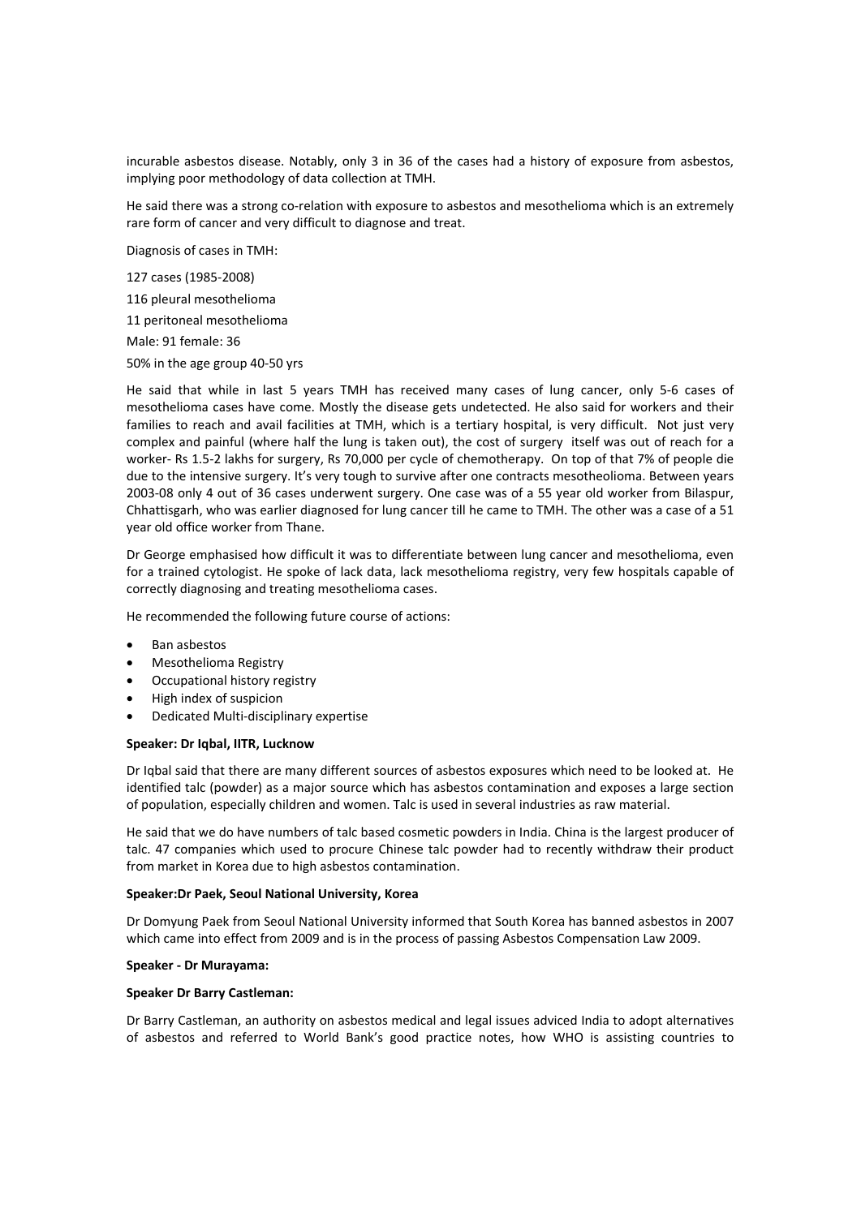incurable asbestos disease. Notably, only 3 in 36 of the cases had a history of exposure from asbestos, implying poor methodology of data collection at TMH.

He said there was a strong co-relation with exposure to asbestos and mesothelioma which is an extremely rare form of cancer and very difficult to diagnose and treat.

Diagnosis of cases in TMH:

127 cases (1985-2008)

116 pleural mesothelioma

11 peritoneal mesothelioma

Male: 91 female: 36

50% in the age group 40-50 yrs

He said that while in last 5 years TMH has received many cases of lung cancer, only 5-6 cases of mesothelioma cases have come. Mostly the disease gets undetected. He also said for workers and their families to reach and avail facilities at TMH, which is a tertiary hospital, is very difficult. Not just very complex and painful (where half the lung is taken out), the cost of surgery itself was out of reach for a worker- Rs 1.5-2 lakhs for surgery, Rs 70,000 per cycle of chemotherapy. On top of that 7% of people die due to the intensive surgery. It's very tough to survive after one contracts mesotheolioma. Between years 2003-08 only 4 out of 36 cases underwent surgery. One case was of a 55 year old worker from Bilaspur, Chhattisgarh, who was earlier diagnosed for lung cancer till he came to TMH. The other was a case of a 51 year old office worker from Thane.

Dr George emphasised how difficult it was to differentiate between lung cancer and mesothelioma, even for a trained cytologist. He spoke of lack data, lack mesothelioma registry, very few hospitals capable of correctly diagnosing and treating mesothelioma cases.

He recommended the following future course of actions:

- Ban asbestos
- Mesothelioma Registry
- Occupational history registry
- High index of suspicion
- Dedicated Multi-disciplinary expertise

**Speaker: Dr Iqbal, IITR, Lucknow**

Dr Iqbal said that there are many different sources of asbestos exposures which need to be looked at. He identified talc (powder) as a major source which has asbestos contamination and exposes a large section of population, especially children and women. Talc is used in several industries as raw material.

He said that we do have numbers of talc based cosmetic powders in India. China is the largest producer of talc. 47 companies which used to procure Chinese talc powder had to recently withdraw their product from market in Korea due to high asbestos contamination.

**Speaker:Dr Paek, Seoul National University, Korea**

Dr Domyung Paek from Seoul National University informed that South Korea has banned asbestos in 2007 which came into effect from 2009 and is in the process of passing Asbestos Compensation Law 2009.

**Speaker - Dr Murayama:**

**Speaker Dr Barry Castleman:**

Dr Barry Castleman, an authority on asbestos medical and legal issues adviced India to adopt alternatives of asbestos and referred to World Bank's good practice notes, how WHO is assisting countries to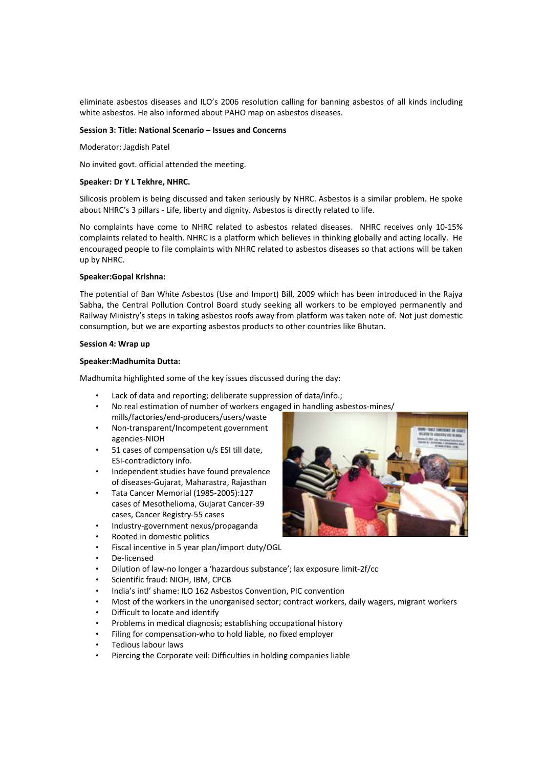eliminate asbestos diseases and ILO's 2006 resolution calling for banning asbestos of all kinds including white asbestos. He also informed about PAHO map on asbestos diseases.

**Session 3: Title: National Scenario – Issues and Concerns**

Moderator: Jagdish Patel

No invited govt. official attended the meeting.

**Speaker: Dr Y L Tekhre, NHRC.**

Silicosis problem is being discussed and taken seriously by NHRC. Asbestos is a similar problem. He spoke about NHRC's 3 pillars - Life, liberty and dignity. Asbestos is directly related to life.

No complaints have come to NHRC related to asbestos related diseases. NHRC receives only 10-15% complaints related to health. NHRC is a platform which believes in thinking globally and acting locally. He encouraged people to file complaints with NHRC related to asbestos diseases so that actions will be taken up by NHRC.

**Speaker:Gopal Krishna:**

The potential of Ban White Asbestos (Use and Import) Bill, 2009 which has been introduced in the Rajya Sabha, the Central Pollution Control Board study seeking all workers to be employed permanently and Railway Ministry's steps in taking asbestos roofs away from platform was taken note of. Not just domestic consumption, but we are exporting asbestos products to other countries like Bhutan.

**Session 4: Wrap up**

**Speaker:Madhumita Dutta:**

Madhumita highlighted some of the key issues discussed during the day:

- Lack of data and reporting; deliberate suppression of data/info.;
- No real estimation of number of workers engaged in handling asbestos-mines/ mills/factories/end-producers/users/waste
- Non-transparent/Incompetent government agencies-NIOH
- 51 cases of compensation u/s ESI till date, ESI-contradictory info.
- Independent studies have found prevalence of diseases-Gujarat, Maharastra, Rajasthan
- Tata Cancer Memorial (1985-2005):127 cases of Mesothelioma, Gujarat Cancer-39 cases, Cancer Registry-55 cases
- Industry-government nexus/propaganda
- Rooted in domestic politics
- Fiscal incentive in 5 year plan/import duty/OGL
- De-licensed
- Dilution of law-no longer a 'hazardous substance'; lax exposure limit-2f/cc
- Scientific fraud: NIOH, IBM, CPCB
- India's intl' shame: ILO 162 Asbestos Convention, PIC convention
- Most of the workers in the unorganised sector; contract workers, daily wagers, migrant workers
- Difficult to locate and identify
- Problems in medical diagnosis; establishing occupational history
- Filing for compensation-who to hold liable, no fixed employer
- Tedious labour laws
- Piercing the Corporate veil: Difficulties in holding companies liable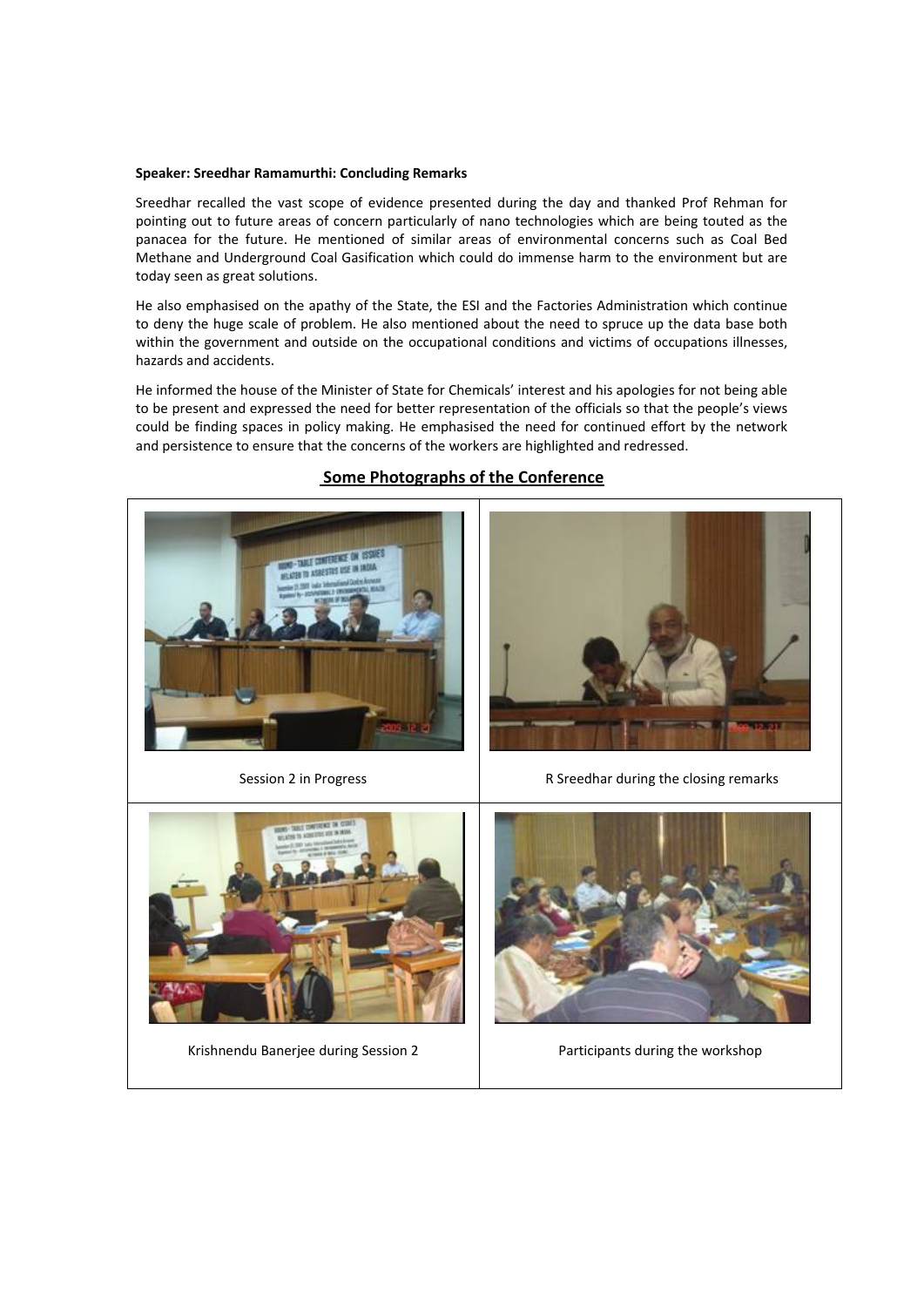**Speaker: Sreedhar Ramamurthi: Concluding Remarks**

Sreedhar recalled the vast scope of evidence presented during the day and thanked Prof Rehman for pointing out to future areas of concern particularly of nano technologies which are being touted as the panacea for the future. He mentioned of similar areas of environmental concerns such as Coal Bed Methane and Underground Coal Gasification which could do immense harm to the environment but are today seen as great solutions.

He also emphasised on the apathy of the State, the ESI and the Factories Administration which continue to deny the huge scale of problem. He also mentioned about the need to spruce up the data base both within the government and outside on the occupational conditions and victims of occupations illnesses, hazards and accidents.

He informed the house of the Minister of State for Chemicals' interest and his apologies for not being able to be present and expressed the need for better representation of the officials so that the people's views could be finding spaces in policy making. He emphasised the need for continued effort by the network and persistence to ensure that the concerns of the workers are highlighted and redressed.

## Some Photographs of the Conference

| | |
|---|---|
| Session 2 in Progress | R Sreedhar during the closing remarks |
| Krishnendu Banerjee during Session 2 | Participants during the workshop |